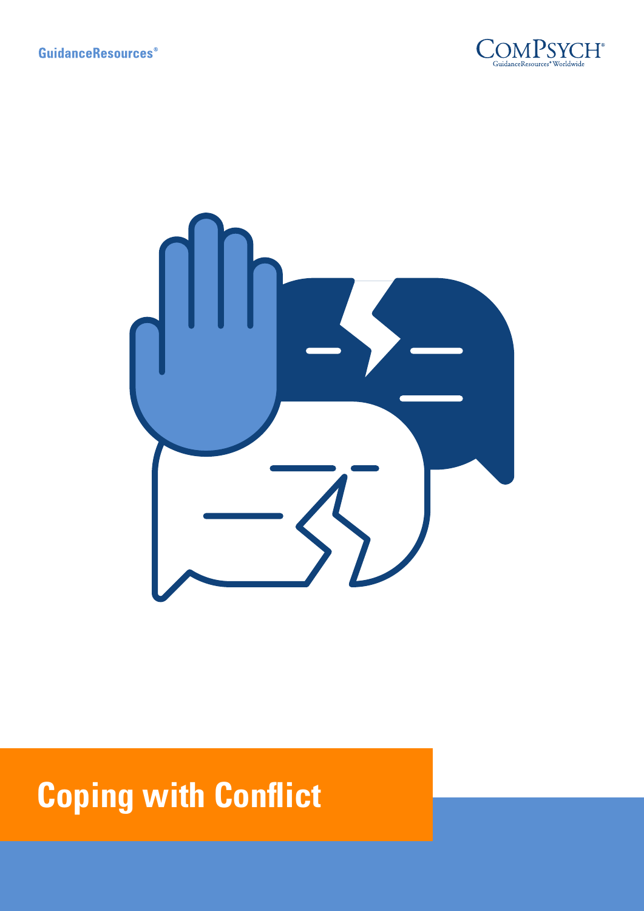GuidanceResources®

ComPsych®
GuidanceResources® Worldwide

# Coping with Conflict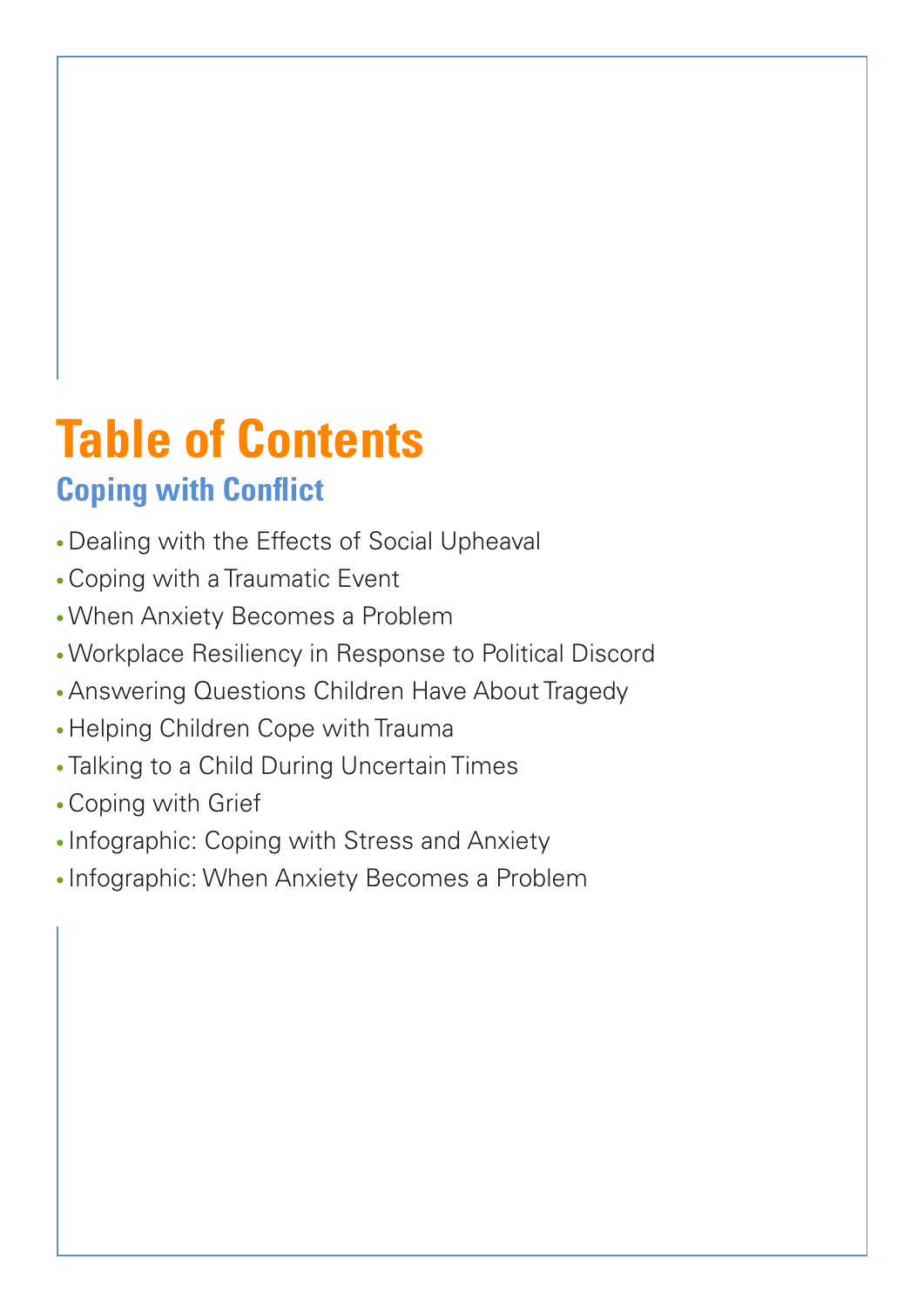# Table of Contents

## Coping with Conflict

- Dealing with the Effects of Social Upheaval
- Coping with a Traumatic Event
- When Anxiety Becomes a Problem
- Workplace Resiliency in Response to Political Discord
- Answering Questions Children Have About Tragedy
- Helping Children Cope with Trauma
- Talking to a Child During Uncertain Times
- Coping with Grief
- Infographic: Coping with Stress and Anxiety
- Infographic: When Anxiety Becomes a Problem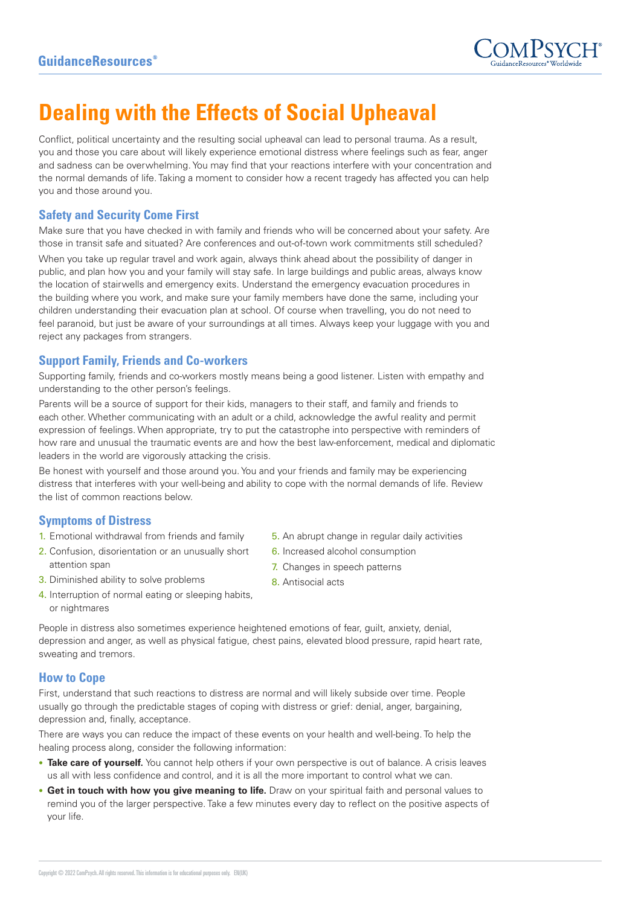# Dealing with the Effects of Social Upheaval

Conflict, political uncertainty and the resulting social upheaval can lead to personal trauma. As a result, you and those you care about will likely experience emotional distress where feelings such as fear, anger and sadness can be overwhelming. You may find that your reactions interfere with your concentration and the normal demands of life. Taking a moment to consider how a recent tragedy has affected you can help you and those around you.

## Safety and Security Come First

Make sure that you have checked in with family and friends who will be concerned about your safety. Are those in transit safe and situated? Are conferences and out-of-town work commitments still scheduled?

When you take up regular travel and work again, always think ahead about the possibility of danger in public, and plan how you and your family will stay safe. In large buildings and public areas, always know the location of stairwells and emergency exits. Understand the emergency evacuation procedures in the building where you work, and make sure your family members have done the same, including your children understanding their evacuation plan at school. Of course when travelling, you do not need to feel paranoid, but just be aware of your surroundings at all times. Always keep your luggage with you and reject any packages from strangers.

## Support Family, Friends and Co-workers

Supporting family, friends and co-workers mostly means being a good listener. Listen with empathy and understanding to the other person's feelings.

Parents will be a source of support for their kids, managers to their staff, and family and friends to each other. Whether communicating with an adult or a child, acknowledge the awful reality and permit expression of feelings. When appropriate, try to put the catastrophe into perspective with reminders of how rare and unusual the traumatic events are and how the best law-enforcement, medical and diplomatic leaders in the world are vigorously attacking the crisis.

Be honest with yourself and those around you. You and your friends and family may be experiencing distress that interferes with your well-being and ability to cope with the normal demands of life. Review the list of common reactions below.

## Symptoms of Distress

1. Emotional withdrawal from friends and family
2. Confusion, disorientation or an unusually short attention span
3. Diminished ability to solve problems
4. Interruption of normal eating or sleeping habits, or nightmares
5. An abrupt change in regular daily activities
6. Increased alcohol consumption
7. Changes in speech patterns
8. Antisocial acts

People in distress also sometimes experience heightened emotions of fear, guilt, anxiety, denial, depression and anger, as well as physical fatigue, chest pains, elevated blood pressure, rapid heart rate, sweating and tremors.

## How to Cope

First, understand that such reactions to distress are normal and will likely subside over time. People usually go through the predictable stages of coping with distress or grief: denial, anger, bargaining, depression and, finally, acceptance.

There are ways you can reduce the impact of these events on your health and well-being. To help the healing process along, consider the following information:

- **Take care of yourself.** You cannot help others if your own perspective is out of balance. A crisis leaves us all with less confidence and control, and it is all the more important to control what we can.
- **Get in touch with how you give meaning to life.** Draw on your spiritual faith and personal values to remind you of the larger perspective. Take a few minutes every day to reflect on the positive aspects of your life.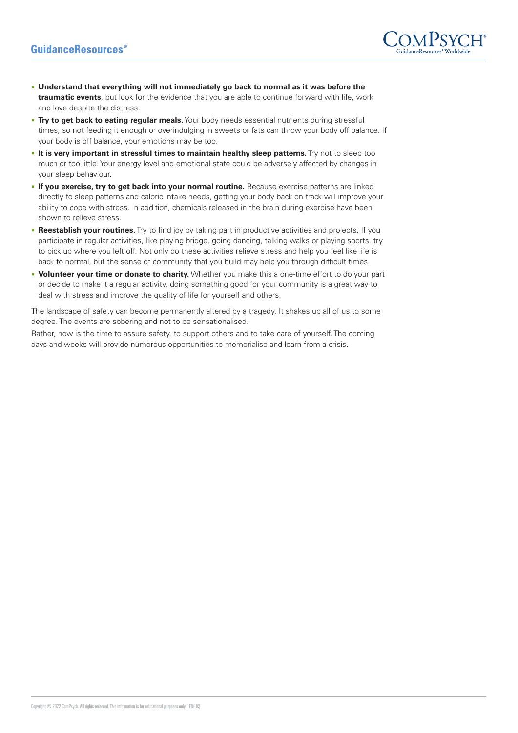- **Understand that everything will not immediately go back to normal as it was before the traumatic events**, but look for the evidence that you are able to continue forward with life, work and love despite the distress.
- **Try to get back to eating regular meals.** Your body needs essential nutrients during stressful times, so not feeding it enough or overindulging in sweets or fats can throw your body off balance. If your body is off balance, your emotions may be too.
- **It is very important in stressful times to maintain healthy sleep patterns.** Try not to sleep too much or too little. Your energy level and emotional state could be adversely affected by changes in your sleep behaviour.
- **If you exercise, try to get back into your normal routine.** Because exercise patterns are linked directly to sleep patterns and caloric intake needs, getting your body back on track will improve your ability to cope with stress. In addition, chemicals released in the brain during exercise have been shown to relieve stress.
- **Reestablish your routines.** Try to find joy by taking part in productive activities and projects. If you participate in regular activities, like playing bridge, going dancing, talking walks or playing sports, try to pick up where you left off. Not only do these activities relieve stress and help you feel like life is back to normal, but the sense of community that you build may help you through difficult times.
- **Volunteer your time or donate to charity.** Whether you make this a one-time effort to do your part or decide to make it a regular activity, doing something good for your community is a great way to deal with stress and improve the quality of life for yourself and others.

The landscape of safety can become permanently altered by a tragedy. It shakes up all of us to some degree. The events are sobering and not to be sensationalised.

Rather, now is the time to assure safety, to support others and to take care of yourself. The coming days and weeks will provide numerous opportunities to memorialise and learn from a crisis.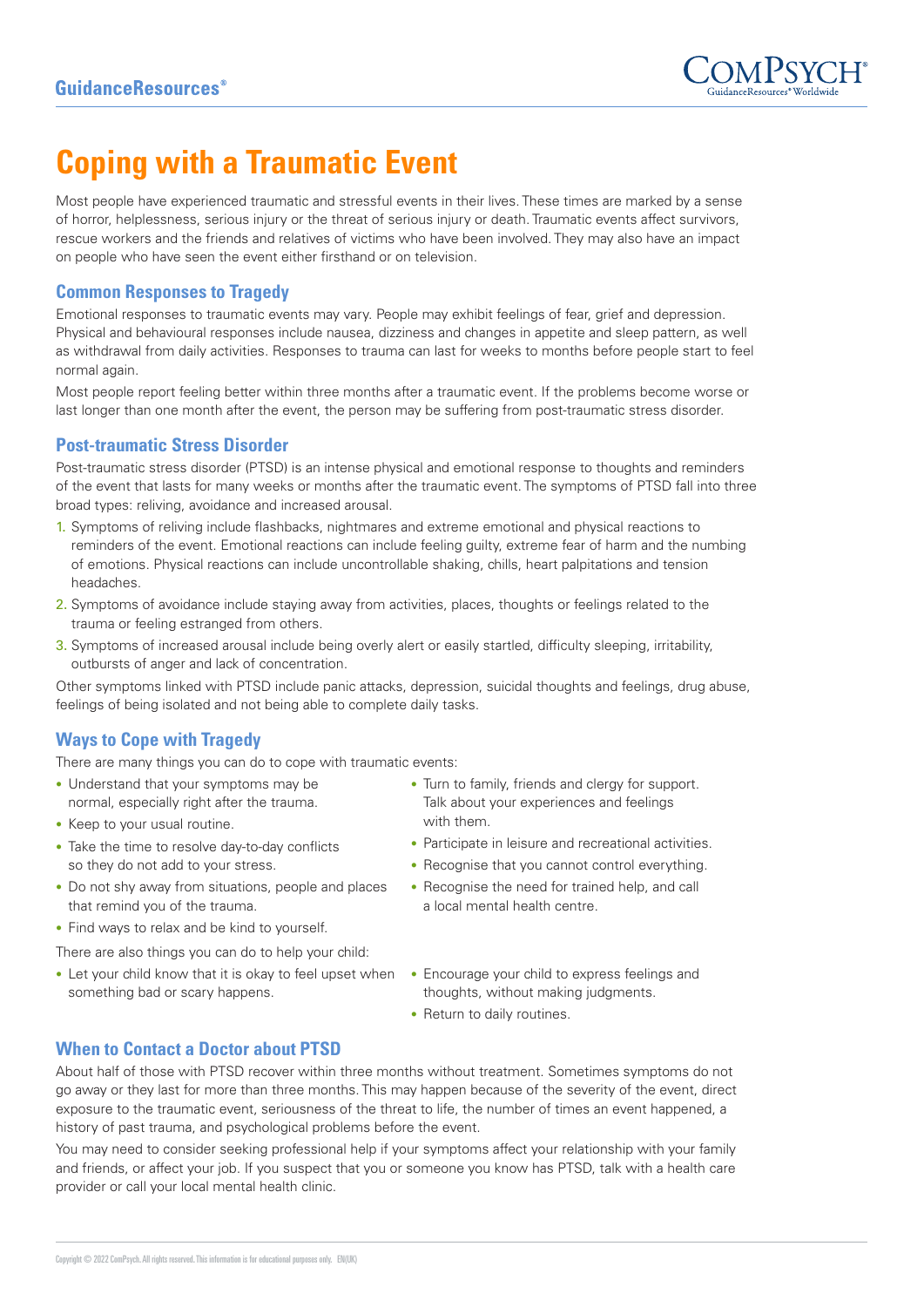# Coping with a Traumatic Event

Most people have experienced traumatic and stressful events in their lives. These times are marked by a sense of horror, helplessness, serious injury or the threat of serious injury or death. Traumatic events affect survivors, rescue workers and the friends and relatives of victims who have been involved. They may also have an impact on people who have seen the event either firsthand or on television.

## Common Responses to Tragedy

Emotional responses to traumatic events may vary. People may exhibit feelings of fear, grief and depression. Physical and behavioural responses include nausea, dizziness and changes in appetite and sleep pattern, as well as withdrawal from daily activities. Responses to trauma can last for weeks to months before people start to feel normal again.

Most people report feeling better within three months after a traumatic event. If the problems become worse or last longer than one month after the event, the person may be suffering from post-traumatic stress disorder.

## Post-traumatic Stress Disorder

Post-traumatic stress disorder (PTSD) is an intense physical and emotional response to thoughts and reminders of the event that lasts for many weeks or months after the traumatic event. The symptoms of PTSD fall into three broad types: reliving, avoidance and increased arousal.

1. Symptoms of reliving include flashbacks, nightmares and extreme emotional and physical reactions to reminders of the event. Emotional reactions can include feeling guilty, extreme fear of harm and the numbing of emotions. Physical reactions can include uncontrollable shaking, chills, heart palpitations and tension headaches.
2. Symptoms of avoidance include staying away from activities, places, thoughts or feelings related to the trauma or feeling estranged from others.
3. Symptoms of increased arousal include being overly alert or easily startled, difficulty sleeping, irritability, outbursts of anger and lack of concentration.

Other symptoms linked with PTSD include panic attacks, depression, suicidal thoughts and feelings, drug abuse, feelings of being isolated and not being able to complete daily tasks.

## Ways to Cope with Tragedy

There are many things you can do to cope with traumatic events:

- Understand that your symptoms may be normal, especially right after the trauma.
- Keep to your usual routine.
- Take the time to resolve day-to-day conflicts so they do not add to your stress.
- Do not shy away from situations, people and places that remind you of the trauma.
- Find ways to relax and be kind to yourself.
- Turn to family, friends and clergy for support. Talk about your experiences and feelings with them.
- Participate in leisure and recreational activities.
- Recognise that you cannot control everything.
- Recognise the need for trained help, and call a local mental health centre.

There are also things you can do to help your child:

- Let your child know that it is okay to feel upset when something bad or scary happens.
- Encourage your child to express feelings and thoughts, without making judgments.
- Return to daily routines.

## When to Contact a Doctor about PTSD

About half of those with PTSD recover within three months without treatment. Sometimes symptoms do not go away or they last for more than three months. This may happen because of the severity of the event, direct exposure to the traumatic event, seriousness of the threat to life, the number of times an event happened, a history of past trauma, and psychological problems before the event.

You may need to consider seeking professional help if your symptoms affect your relationship with your family and friends, or affect your job. If you suspect that you or someone you know has PTSD, talk with a health care provider or call your local mental health clinic.

Copyright © 2022 ComPsych. All rights reserved. This information is for educational purposes only. EN(UK)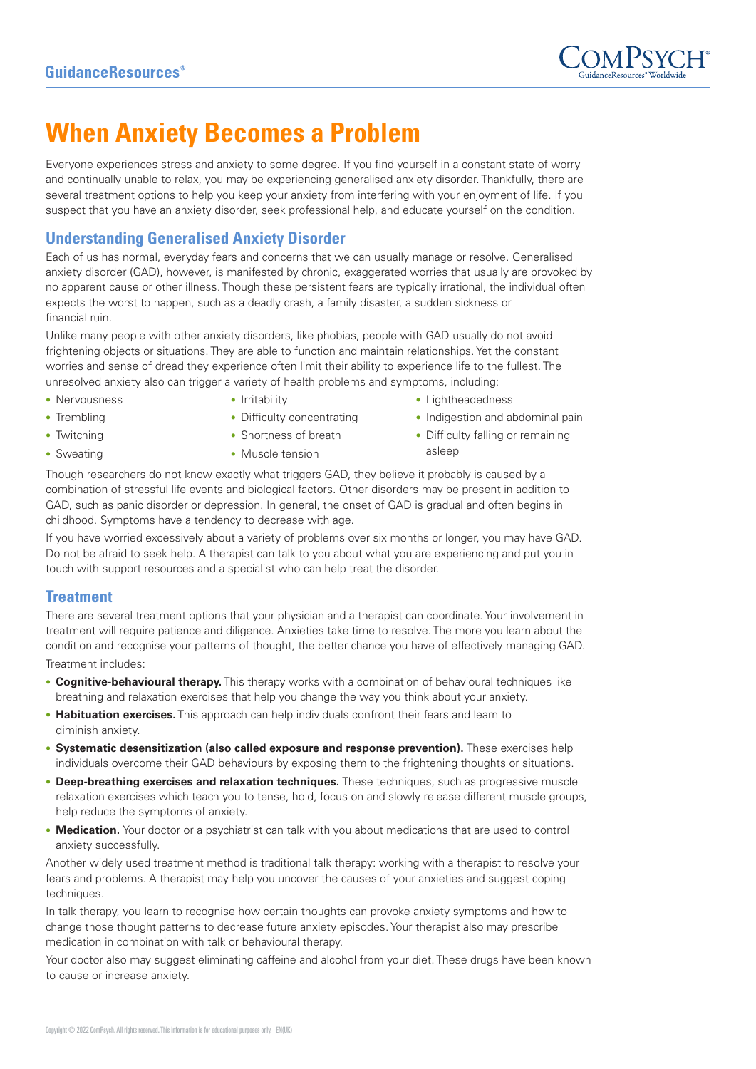# When Anxiety Becomes a Problem

Everyone experiences stress and anxiety to some degree. If you find yourself in a constant state of worry and continually unable to relax, you may be experiencing generalised anxiety disorder. Thankfully, there are several treatment options to help you keep your anxiety from interfering with your enjoyment of life. If you suspect that you have an anxiety disorder, seek professional help, and educate yourself on the condition.

## Understanding Generalised Anxiety Disorder

Each of us has normal, everyday fears and concerns that we can usually manage or resolve. Generalised anxiety disorder (GAD), however, is manifested by chronic, exaggerated worries that usually are provoked by no apparent cause or other illness. Though these persistent fears are typically irrational, the individual often expects the worst to happen, such as a deadly crash, a family disaster, a sudden sickness or financial ruin.

Unlike many people with other anxiety disorders, like phobias, people with GAD usually do not avoid frightening objects or situations. They are able to function and maintain relationships. Yet the constant worries and sense of dread they experience often limit their ability to experience life to the fullest. The unresolved anxiety also can trigger a variety of health problems and symptoms, including:

- Nervousness
- Trembling
- Twitching
- Sweating
- Irritability
- Difficulty concentrating
- Shortness of breath
- Muscle tension
- Lightheadedness
- Indigestion and abdominal pain
- Difficulty falling or remaining asleep

Though researchers do not know exactly what triggers GAD, they believe it probably is caused by a combination of stressful life events and biological factors. Other disorders may be present in addition to GAD, such as panic disorder or depression. In general, the onset of GAD is gradual and often begins in childhood. Symptoms have a tendency to decrease with age.

If you have worried excessively about a variety of problems over six months or longer, you may have GAD. Do not be afraid to seek help. A therapist can talk to you about what you are experiencing and put you in touch with support resources and a specialist who can help treat the disorder.

## Treatment

There are several treatment options that your physician and a therapist can coordinate. Your involvement in treatment will require patience and diligence. Anxieties take time to resolve. The more you learn about the condition and recognise your patterns of thought, the better chance you have of effectively managing GAD.

Treatment includes:

- **Cognitive-behavioural therapy.** This therapy works with a combination of behavioural techniques like breathing and relaxation exercises that help you change the way you think about your anxiety.
- **Habituation exercises.** This approach can help individuals confront their fears and learn to diminish anxiety.
- **Systematic desensitization (also called exposure and response prevention).** These exercises help individuals overcome their GAD behaviours by exposing them to the frightening thoughts or situations.
- **Deep-breathing exercises and relaxation techniques.** These techniques, such as progressive muscle relaxation exercises which teach you to tense, hold, focus on and slowly release different muscle groups, help reduce the symptoms of anxiety.
- **Medication.** Your doctor or a psychiatrist can talk with you about medications that are used to control anxiety successfully.

Another widely used treatment method is traditional talk therapy: working with a therapist to resolve your fears and problems. A therapist may help you uncover the causes of your anxieties and suggest coping techniques.

In talk therapy, you learn to recognise how certain thoughts can provoke anxiety symptoms and how to change those thought patterns to decrease future anxiety episodes. Your therapist also may prescribe medication in combination with talk or behavioural therapy.

Your doctor also may suggest eliminating caffeine and alcohol from your diet. These drugs have been known to cause or increase anxiety.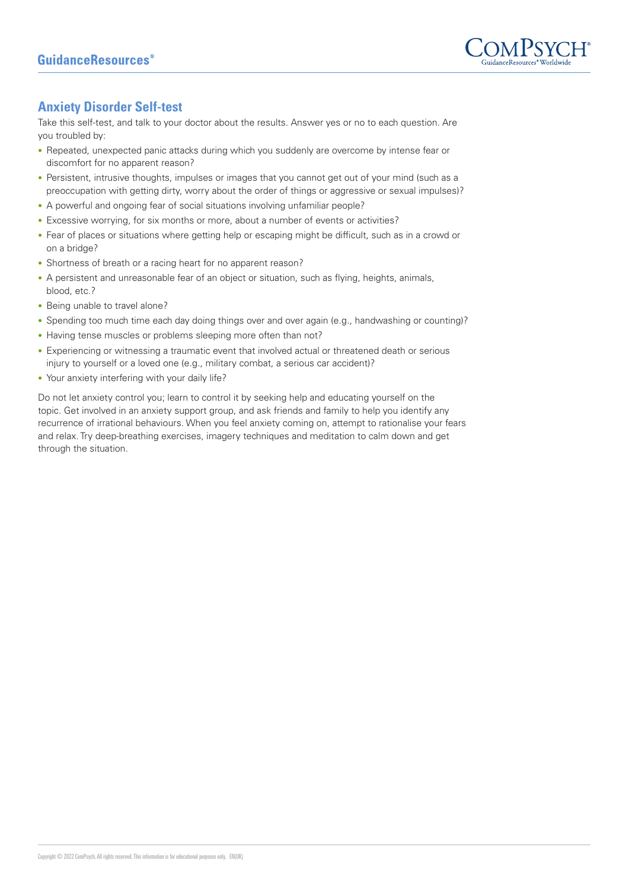## Anxiety Disorder Self-test

Take this self-test, and talk to your doctor about the results. Answer yes or no to each question. Are you troubled by:

- Repeated, unexpected panic attacks during which you suddenly are overcome by intense fear or discomfort for no apparent reason?
- Persistent, intrusive thoughts, impulses or images that you cannot get out of your mind (such as a preoccupation with getting dirty, worry about the order of things or aggressive or sexual impulses)?
- A powerful and ongoing fear of social situations involving unfamiliar people?
- Excessive worrying, for six months or more, about a number of events or activities?
- Fear of places or situations where getting help or escaping might be difficult, such as in a crowd or on a bridge?
- Shortness of breath or a racing heart for no apparent reason?
- A persistent and unreasonable fear of an object or situation, such as flying, heights, animals, blood, etc.?
- Being unable to travel alone?
- Spending too much time each day doing things over and over again (e.g., handwashing or counting)?
- Having tense muscles or problems sleeping more often than not?
- Experiencing or witnessing a traumatic event that involved actual or threatened death or serious injury to yourself or a loved one (e.g., military combat, a serious car accident)?
- Your anxiety interfering with your daily life?

Do not let anxiety control you; learn to control it by seeking help and educating yourself on the topic. Get involved in an anxiety support group, and ask friends and family to help you identify any recurrence of irrational behaviours. When you feel anxiety coming on, attempt to rationalise your fears and relax. Try deep-breathing exercises, imagery techniques and meditation to calm down and get through the situation.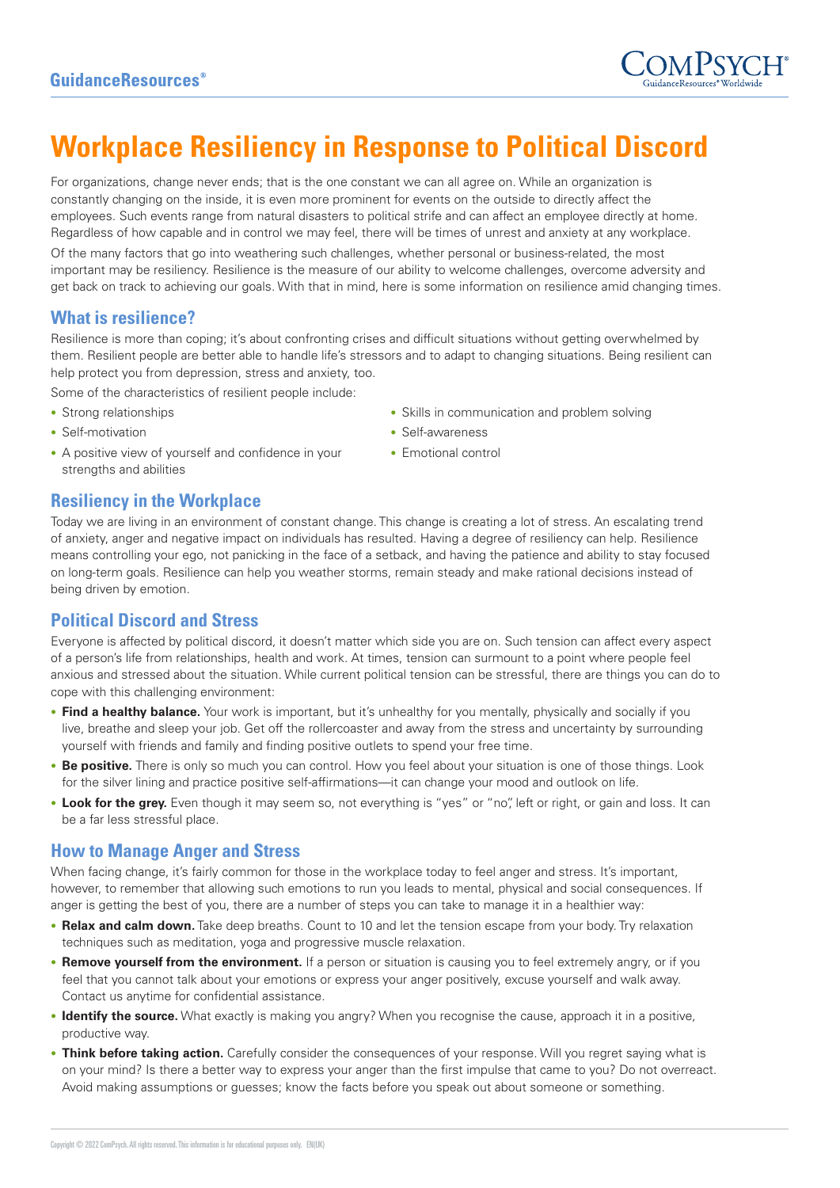# Workplace Resiliency in Response to Political Discord

For organizations, change never ends; that is the one constant we can all agree on. While an organization is constantly changing on the inside, it is even more prominent for events on the outside to directly affect the employees. Such events range from natural disasters to political strife and can affect an employee directly at home. Regardless of how capable and in control we may feel, there will be times of unrest and anxiety at any workplace.

Of the many factors that go into weathering such challenges, whether personal or business-related, the most important may be resiliency. Resilience is the measure of our ability to welcome challenges, overcome adversity and get back on track to achieving our goals. With that in mind, here is some information on resilience amid changing times.

## What is resilience?

Resilience is more than coping; it's about confronting crises and difficult situations without getting overwhelmed by them. Resilient people are better able to handle life's stressors and to adapt to changing situations. Being resilient can help protect you from depression, stress and anxiety, too.

Some of the characteristics of resilient people include:

- Strong relationships
- Self-motivation
- A positive view of yourself and confidence in your strengths and abilities
- Skills in communication and problem solving
- Self-awareness
- Emotional control

## Resiliency in the Workplace

Today we are living in an environment of constant change. This change is creating a lot of stress. An escalating trend of anxiety, anger and negative impact on individuals has resulted. Having a degree of resiliency can help. Resilience means controlling your ego, not panicking in the face of a setback, and having the patience and ability to stay focused on long-term goals. Resilience can help you weather storms, remain steady and make rational decisions instead of being driven by emotion.

## Political Discord and Stress

Everyone is affected by political discord, it doesn't matter which side you are on. Such tension can affect every aspect of a person's life from relationships, health and work. At times, tension can surmount to a point where people feel anxious and stressed about the situation. While current political tension can be stressful, there are things you can do to cope with this challenging environment:

- **Find a healthy balance.** Your work is important, but it's unhealthy for you mentally, physically and socially if you live, breathe and sleep your job. Get off the rollercoaster and away from the stress and uncertainty by surrounding yourself with friends and family and finding positive outlets to spend your free time.
- **Be positive.** There is only so much you can control. How you feel about your situation is one of those things. Look for the silver lining and practice positive self-affirmations—it can change your mood and outlook on life.
- **Look for the grey.** Even though it may seem so, not everything is "yes" or "no", left or right, or gain and loss. It can be a far less stressful place.

## How to Manage Anger and Stress

When facing change, it's fairly common for those in the workplace today to feel anger and stress. It's important, however, to remember that allowing such emotions to run you leads to mental, physical and social consequences. If anger is getting the best of you, there are a number of steps you can take to manage it in a healthier way:

- **Relax and calm down.** Take deep breaths. Count to 10 and let the tension escape from your body. Try relaxation techniques such as meditation, yoga and progressive muscle relaxation.
- **Remove yourself from the environment.** If a person or situation is causing you to feel extremely angry, or if you feel that you cannot talk about your emotions or express your anger positively, excuse yourself and walk away. Contact us anytime for confidential assistance.
- **Identify the source.** What exactly is making you angry? When you recognise the cause, approach it in a positive, productive way.
- **Think before taking action.** Carefully consider the consequences of your response. Will you regret saying what is on your mind? Is there a better way to express your anger than the first impulse that came to you? Do not overreact. Avoid making assumptions or guesses; know the facts before you speak out about someone or something.

Copyright © 2022 ComPsych. All rights reserved. This information is for educational purposes only. EN(UK)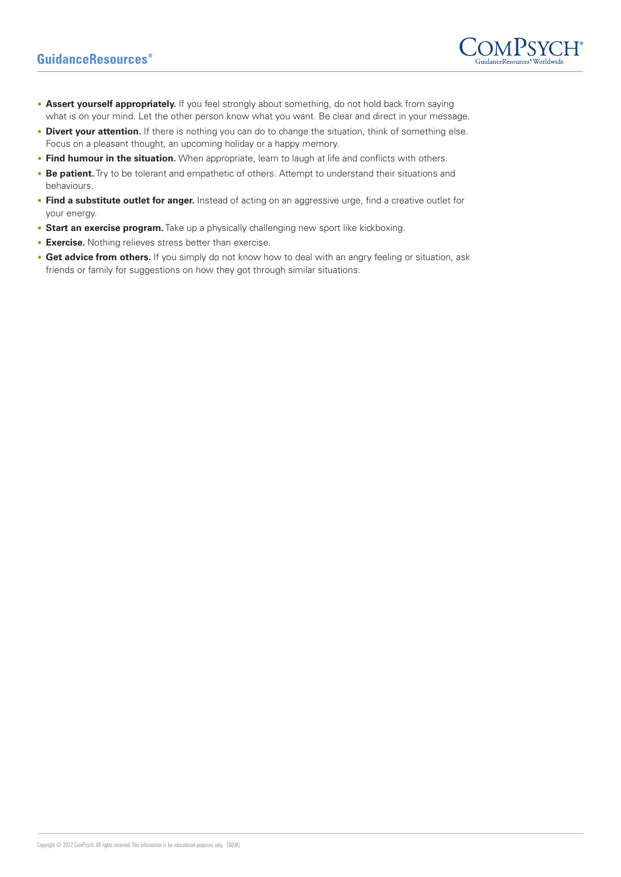- **Assert yourself appropriately.** If you feel strongly about something, do not hold back from saying what is on your mind. Let the other person know what you want. Be clear and direct in your message.
- **Divert your attention.** If there is nothing you can do to change the situation, think of something else. Focus on a pleasant thought, an upcoming holiday or a happy memory.
- **Find humour in the situation.** When appropriate, learn to laugh at life and conflicts with others.
- **Be patient.** Try to be tolerant and empathetic of others. Attempt to understand their situations and behaviours.
- **Find a substitute outlet for anger.** Instead of acting on an aggressive urge, find a creative outlet for your energy.
- **Start an exercise program.** Take up a physically challenging new sport like kickboxing.
- **Exercise.** Nothing relieves stress better than exercise.
- **Get advice from others.** If you simply do not know how to deal with an angry feeling or situation, ask friends or family for suggestions on how they got through similar situations.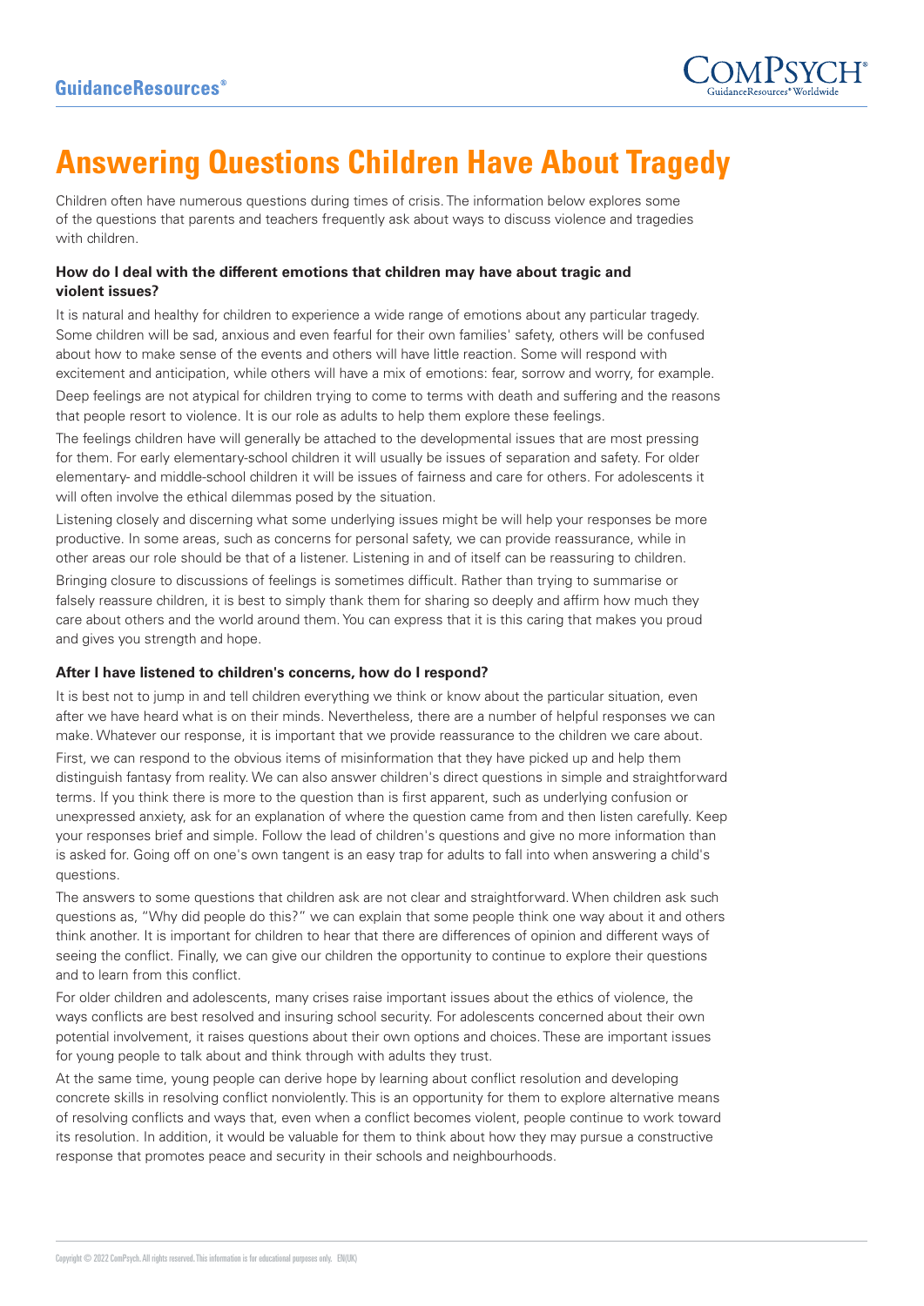# Answering Questions Children Have About Tragedy

Children often have numerous questions during times of crisis. The information below explores some of the questions that parents and teachers frequently ask about ways to discuss violence and tragedies with children.

**How do I deal with the different emotions that children may have about tragic and violent issues?**

It is natural and healthy for children to experience a wide range of emotions about any particular tragedy. Some children will be sad, anxious and even fearful for their own families' safety, others will be confused about how to make sense of the events and others will have little reaction. Some will respond with excitement and anticipation, while others will have a mix of emotions: fear, sorrow and worry, for example.

Deep feelings are not atypical for children trying to come to terms with death and suffering and the reasons that people resort to violence. It is our role as adults to help them explore these feelings.

The feelings children have will generally be attached to the developmental issues that are most pressing for them. For early elementary-school children it will usually be issues of separation and safety. For older elementary- and middle-school children it will be issues of fairness and care for others. For adolescents it will often involve the ethical dilemmas posed by the situation.

Listening closely and discerning what some underlying issues might be will help your responses be more productive. In some areas, such as concerns for personal safety, we can provide reassurance, while in other areas our role should be that of a listener. Listening in and of itself can be reassuring to children.

Bringing closure to discussions of feelings is sometimes difficult. Rather than trying to summarise or falsely reassure children, it is best to simply thank them for sharing so deeply and affirm how much they care about others and the world around them. You can express that it is this caring that makes you proud and gives you strength and hope.

**After I have listened to children's concerns, how do I respond?**

It is best not to jump in and tell children everything we think or know about the particular situation, even after we have heard what is on their minds. Nevertheless, there are a number of helpful responses we can make. Whatever our response, it is important that we provide reassurance to the children we care about.

First, we can respond to the obvious items of misinformation that they have picked up and help them distinguish fantasy from reality. We can also answer children's direct questions in simple and straightforward terms. If you think there is more to the question than is first apparent, such as underlying confusion or unexpressed anxiety, ask for an explanation of where the question came from and then listen carefully. Keep your responses brief and simple. Follow the lead of children's questions and give no more information than is asked for. Going off on one's own tangent is an easy trap for adults to fall into when answering a child's questions.

The answers to some questions that children ask are not clear and straightforward. When children ask such questions as, "Why did people do this?" we can explain that some people think one way about it and others think another. It is important for children to hear that there are differences of opinion and different ways of seeing the conflict. Finally, we can give our children the opportunity to continue to explore their questions and to learn from this conflict.

For older children and adolescents, many crises raise important issues about the ethics of violence, the ways conflicts are best resolved and insuring school security. For adolescents concerned about their own potential involvement, it raises questions about their own options and choices. These are important issues for young people to talk about and think through with adults they trust.

At the same time, young people can derive hope by learning about conflict resolution and developing concrete skills in resolving conflict nonviolently. This is an opportunity for them to explore alternative means of resolving conflicts and ways that, even when a conflict becomes violent, people continue to work toward its resolution. In addition, it would be valuable for them to think about how they may pursue a constructive response that promotes peace and security in their schools and neighbourhoods.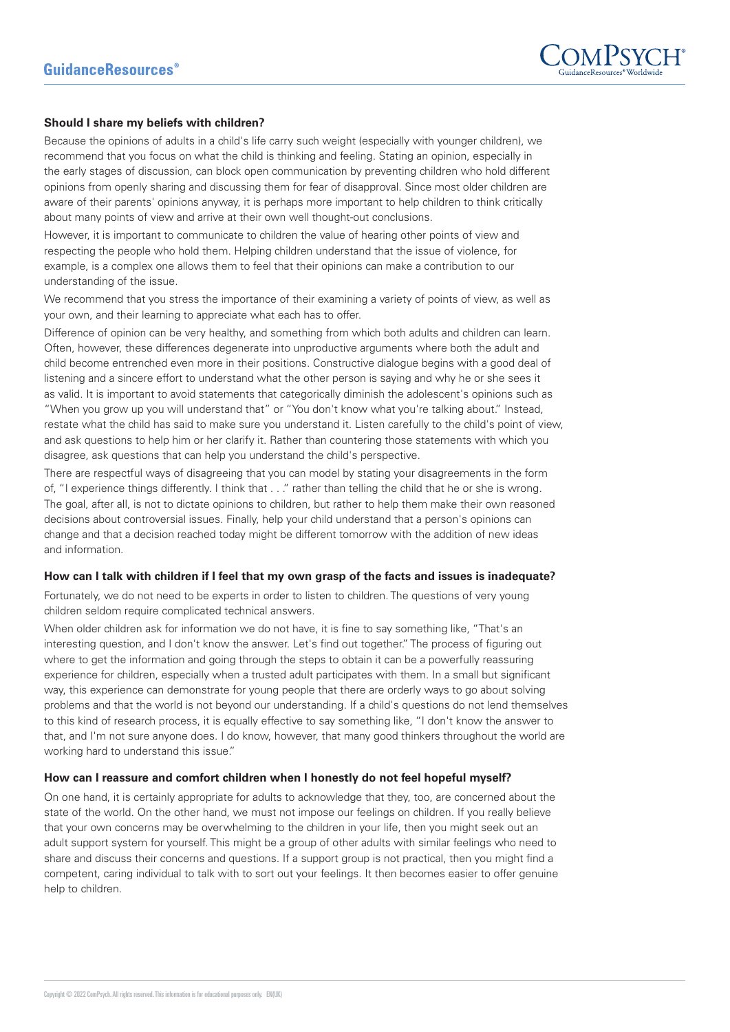### Should I share my beliefs with children?

Because the opinions of adults in a child's life carry such weight (especially with younger children), we recommend that you focus on what the child is thinking and feeling. Stating an opinion, especially in the early stages of discussion, can block open communication by preventing children who hold different opinions from openly sharing and discussing them for fear of disapproval. Since most older children are aware of their parents' opinions anyway, it is perhaps more important to help children to think critically about many points of view and arrive at their own well thought-out conclusions.

However, it is important to communicate to children the value of hearing other points of view and respecting the people who hold them. Helping children understand that the issue of violence, for example, is a complex one allows them to feel that their opinions can make a contribution to our understanding of the issue.

We recommend that you stress the importance of their examining a variety of points of view, as well as your own, and their learning to appreciate what each has to offer.

Difference of opinion can be very healthy, and something from which both adults and children can learn. Often, however, these differences degenerate into unproductive arguments where both the adult and child become entrenched even more in their positions. Constructive dialogue begins with a good deal of listening and a sincere effort to understand what the other person is saying and why he or she sees it as valid. It is important to avoid statements that categorically diminish the adolescent's opinions such as "When you grow up you will understand that" or "You don't know what you're talking about." Instead, restate what the child has said to make sure you understand it. Listen carefully to the child's point of view, and ask questions to help him or her clarify it. Rather than countering those statements with which you disagree, ask questions that can help you understand the child's perspective.

There are respectful ways of disagreeing that you can model by stating your disagreements in the form of, "I experience things differently. I think that . . ." rather than telling the child that he or she is wrong. The goal, after all, is not to dictate opinions to children, but rather to help them make their own reasoned decisions about controversial issues. Finally, help your child understand that a person's opinions can change and that a decision reached today might be different tomorrow with the addition of new ideas and information.

### How can I talk with children if I feel that my own grasp of the facts and issues is inadequate?

Fortunately, we do not need to be experts in order to listen to children. The questions of very young children seldom require complicated technical answers.

When older children ask for information we do not have, it is fine to say something like, "That's an interesting question, and I don't know the answer. Let's find out together." The process of figuring out where to get the information and going through the steps to obtain it can be a powerfully reassuring experience for children, especially when a trusted adult participates with them. In a small but significant way, this experience can demonstrate for young people that there are orderly ways to go about solving problems and that the world is not beyond our understanding. If a child's questions do not lend themselves to this kind of research process, it is equally effective to say something like, "I don't know the answer to that, and I'm not sure anyone does. I do know, however, that many good thinkers throughout the world are working hard to understand this issue."

### How can I reassure and comfort children when I honestly do not feel hopeful myself?

On one hand, it is certainly appropriate for adults to acknowledge that they, too, are concerned about the state of the world. On the other hand, we must not impose our feelings on children. If you really believe that your own concerns may be overwhelming to the children in your life, then you might seek out an adult support system for yourself. This might be a group of other adults with similar feelings who need to share and discuss their concerns and questions. If a support group is not practical, then you might find a competent, caring individual to talk with to sort out your feelings. It then becomes easier to offer genuine help to children.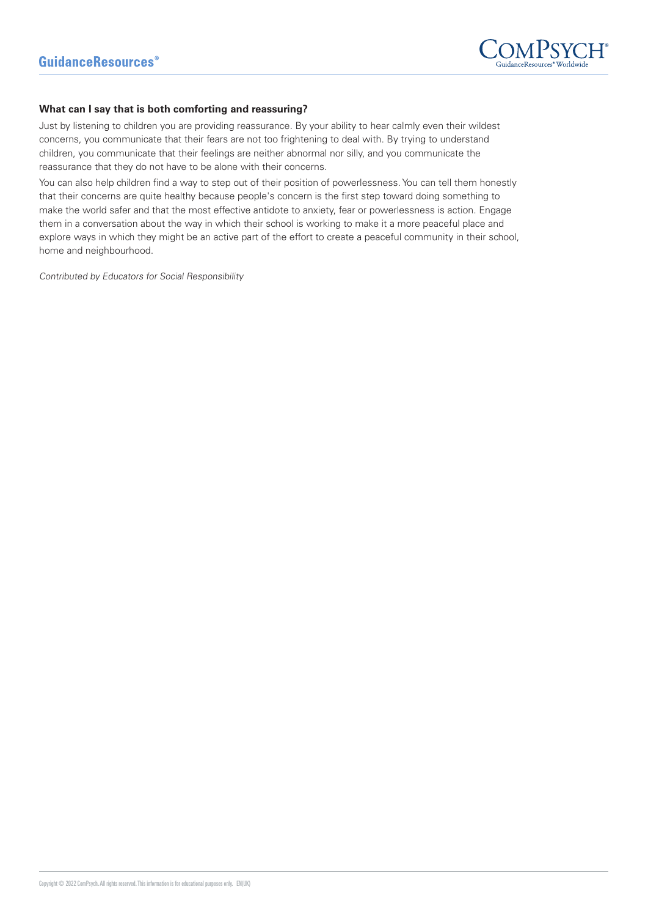**What can I say that is both comforting and reassuring?**

Just by listening to children you are providing reassurance. By your ability to hear calmly even their wildest concerns, you communicate that their fears are not too frightening to deal with. By trying to understand children, you communicate that their feelings are neither abnormal nor silly, and you communicate the reassurance that they do not have to be alone with their concerns.

You can also help children find a way to step out of their position of powerlessness. You can tell them honestly that their concerns are quite healthy because people's concern is the first step toward doing something to make the world safer and that the most effective antidote to anxiety, fear or powerlessness is action. Engage them in a conversation about the way in which their school is working to make it a more peaceful place and explore ways in which they might be an active part of the effort to create a peaceful community in their school, home and neighbourhood.

*Contributed by Educators for Social Responsibility*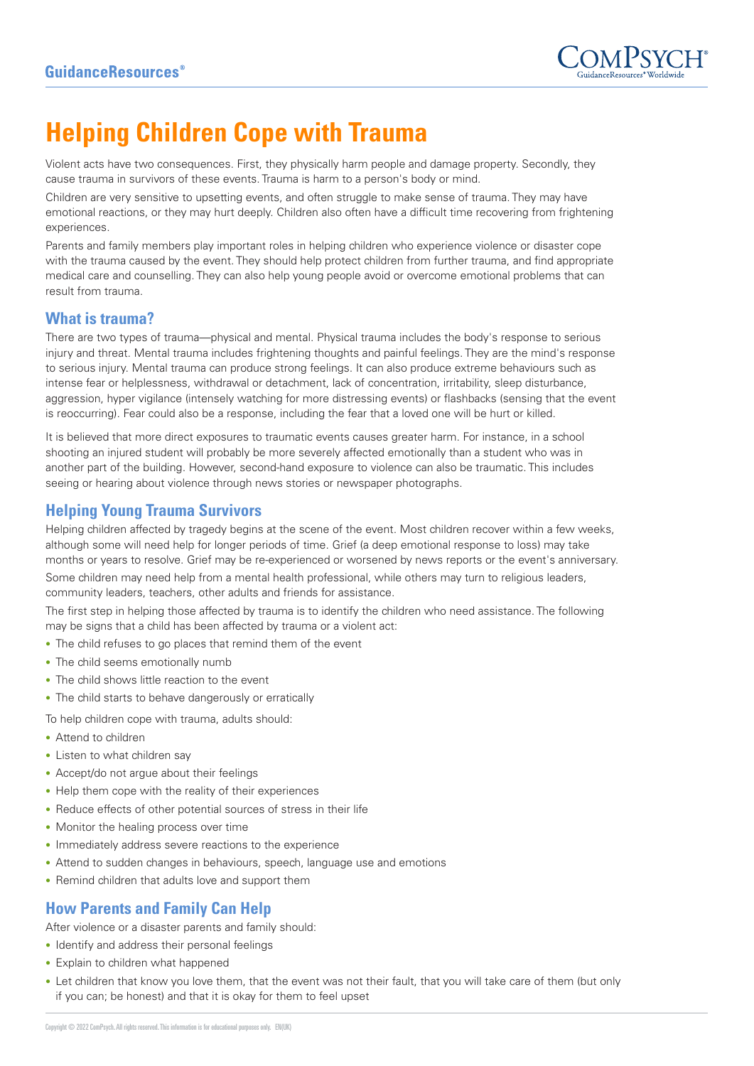# Helping Children Cope with Trauma

Violent acts have two consequences. First, they physically harm people and damage property. Secondly, they cause trauma in survivors of these events. Trauma is harm to a person's body or mind.

Children are very sensitive to upsetting events, and often struggle to make sense of trauma. They may have emotional reactions, or they may hurt deeply. Children also often have a difficult time recovering from frightening experiences.

Parents and family members play important roles in helping children who experience violence or disaster cope with the trauma caused by the event. They should help protect children from further trauma, and find appropriate medical care and counselling. They can also help young people avoid or overcome emotional problems that can result from trauma.

## What is trauma?

There are two types of trauma—physical and mental. Physical trauma includes the body's response to serious injury and threat. Mental trauma includes frightening thoughts and painful feelings. They are the mind's response to serious injury. Mental trauma can produce strong feelings. It can also produce extreme behaviours such as intense fear or helplessness, withdrawal or detachment, lack of concentration, irritability, sleep disturbance, aggression, hyper vigilance (intensely watching for more distressing events) or flashbacks (sensing that the event is reoccurring). Fear could also be a response, including the fear that a loved one will be hurt or killed.

It is believed that more direct exposures to traumatic events causes greater harm. For instance, in a school shooting an injured student will probably be more severely affected emotionally than a student who was in another part of the building. However, second-hand exposure to violence can also be traumatic. This includes seeing or hearing about violence through news stories or newspaper photographs.

## Helping Young Trauma Survivors

Helping children affected by tragedy begins at the scene of the event. Most children recover within a few weeks, although some will need help for longer periods of time. Grief (a deep emotional response to loss) may take months or years to resolve. Grief may be re-experienced or worsened by news reports or the event's anniversary.

Some children may need help from a mental health professional, while others may turn to religious leaders, community leaders, teachers, other adults and friends for assistance.

The first step in helping those affected by trauma is to identify the children who need assistance. The following may be signs that a child has been affected by trauma or a violent act:

- The child refuses to go places that remind them of the event
- The child seems emotionally numb
- The child shows little reaction to the event
- The child starts to behave dangerously or erratically

To help children cope with trauma, adults should:

- Attend to children
- Listen to what children say
- Accept/do not argue about their feelings
- Help them cope with the reality of their experiences
- Reduce effects of other potential sources of stress in their life
- Monitor the healing process over time
- Immediately address severe reactions to the experience
- Attend to sudden changes in behaviours, speech, language use and emotions
- Remind children that adults love and support them

## How Parents and Family Can Help

After violence or a disaster parents and family should:

- Identify and address their personal feelings
- Explain to children what happened
- Let children that know you love them, that the event was not their fault, that you will take care of them (but only if you can; be honest) and that it is okay for them to feel upset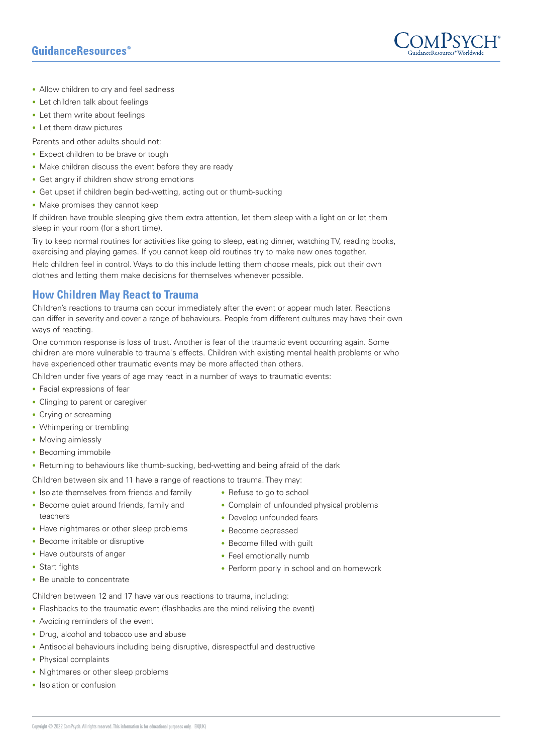- Allow children to cry and feel sadness
- Let children talk about feelings
- Let them write about feelings
- Let them draw pictures

Parents and other adults should not:

- Expect children to be brave or tough
- Make children discuss the event before they are ready
- Get angry if children show strong emotions
- Get upset if children begin bed-wetting, acting out or thumb-sucking
- Make promises they cannot keep

If children have trouble sleeping give them extra attention, let them sleep with a light on or let them sleep in your room (for a short time).

Try to keep normal routines for activities like going to sleep, eating dinner, watching TV, reading books, exercising and playing games. If you cannot keep old routines try to make new ones together.

Help children feel in control. Ways to do this include letting them choose meals, pick out their own clothes and letting them make decisions for themselves whenever possible.

## How Children May React to Trauma

Children's reactions to trauma can occur immediately after the event or appear much later. Reactions can differ in severity and cover a range of behaviours. People from different cultures may have their own ways of reacting.

One common response is loss of trust. Another is fear of the traumatic event occurring again. Some children are more vulnerable to trauma's effects. Children with existing mental health problems or who have experienced other traumatic events may be more affected than others.

Children under five years of age may react in a number of ways to traumatic events:

- Facial expressions of fear
- Clinging to parent or caregiver
- Crying or screaming
- Whimpering or trembling
- Moving aimlessly
- Becoming immobile
- Returning to behaviours like thumb-sucking, bed-wetting and being afraid of the dark

Children between six and 11 have a range of reactions to trauma. They may:

- Isolate themselves from friends and family
- Become quiet around friends, family and teachers
- Have nightmares or other sleep problems
- Become irritable or disruptive
- Have outbursts of anger
- Start fights
- Be unable to concentrate
- Refuse to go to school
- Complain of unfounded physical problems
- Develop unfounded fears
- Become depressed
- Become filled with guilt
- Feel emotionally numb
- Perform poorly in school and on homework

Children between 12 and 17 have various reactions to trauma, including:

- Flashbacks to the traumatic event (flashbacks are the mind reliving the event)
- Avoiding reminders of the event
- Drug, alcohol and tobacco use and abuse
- Antisocial behaviours including being disruptive, disrespectful and destructive
- Physical complaints
- Nightmares or other sleep problems
- Isolation or confusion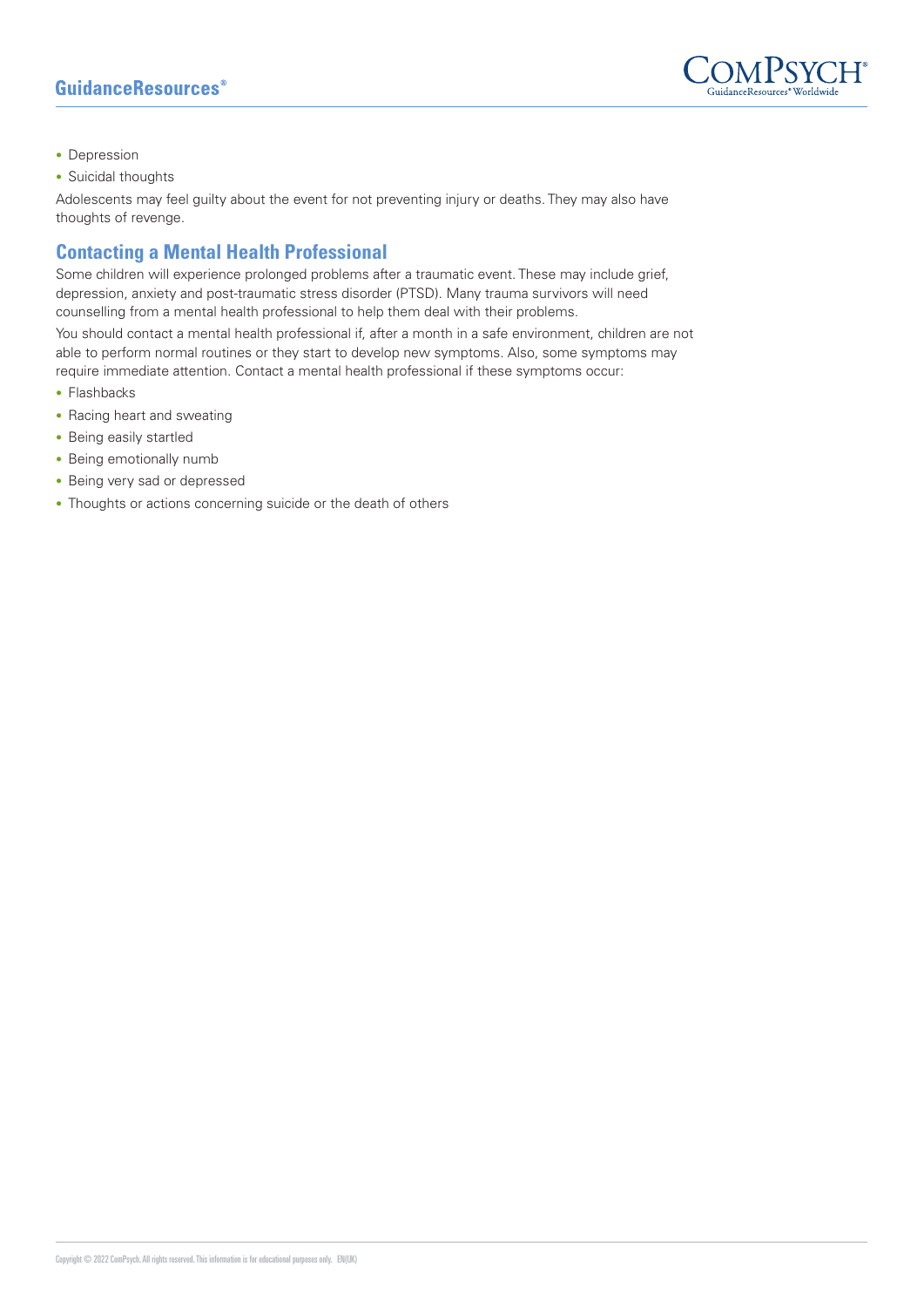- Depression
- Suicidal thoughts

Adolescents may feel guilty about the event for not preventing injury or deaths. They may also have thoughts of revenge.

## Contacting a Mental Health Professional

Some children will experience prolonged problems after a traumatic event. These may include grief, depression, anxiety and post-traumatic stress disorder (PTSD). Many trauma survivors will need counselling from a mental health professional to help them deal with their problems.

You should contact a mental health professional if, after a month in a safe environment, children are not able to perform normal routines or they start to develop new symptoms. Also, some symptoms may require immediate attention. Contact a mental health professional if these symptoms occur:

- Flashbacks
- Racing heart and sweating
- Being easily startled
- Being emotionally numb
- Being very sad or depressed
- Thoughts or actions concerning suicide or the death of others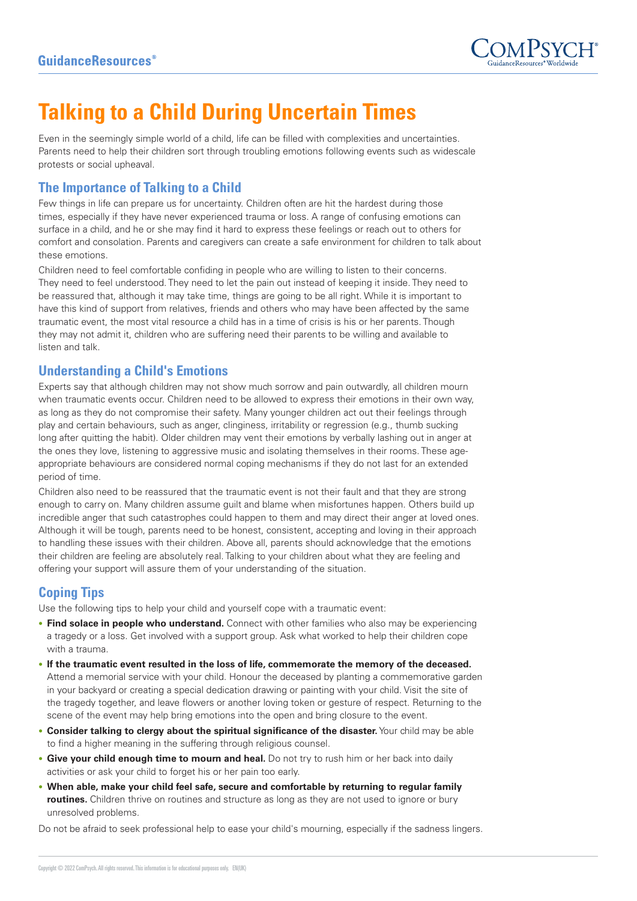# Talking to a Child During Uncertain Times

Even in the seemingly simple world of a child, life can be filled with complexities and uncertainties. Parents need to help their children sort through troubling emotions following events such as widescale protests or social upheaval.

## The Importance of Talking to a Child

Few things in life can prepare us for uncertainty. Children often are hit the hardest during those times, especially if they have never experienced trauma or loss. A range of confusing emotions can surface in a child, and he or she may find it hard to express these feelings or reach out to others for comfort and consolation. Parents and caregivers can create a safe environment for children to talk about these emotions.

Children need to feel comfortable confiding in people who are willing to listen to their concerns. They need to feel understood. They need to let the pain out instead of keeping it inside. They need to be reassured that, although it may take time, things are going to be all right. While it is important to have this kind of support from relatives, friends and others who may have been affected by the same traumatic event, the most vital resource a child has in a time of crisis is his or her parents. Though they may not admit it, children who are suffering need their parents to be willing and available to listen and talk.

## Understanding a Child's Emotions

Experts say that although children may not show much sorrow and pain outwardly, all children mourn when traumatic events occur. Children need to be allowed to express their emotions in their own way, as long as they do not compromise their safety. Many younger children act out their feelings through play and certain behaviours, such as anger, clinginess, irritability or regression (e.g., thumb sucking long after quitting the habit). Older children may vent their emotions by verbally lashing out in anger at the ones they love, listening to aggressive music and isolating themselves in their rooms. These age-appropriate behaviours are considered normal coping mechanisms if they do not last for an extended period of time.

Children also need to be reassured that the traumatic event is not their fault and that they are strong enough to carry on. Many children assume guilt and blame when misfortunes happen. Others build up incredible anger that such catastrophes could happen to them and may direct their anger at loved ones. Although it will be tough, parents need to be honest, consistent, accepting and loving in their approach to handling these issues with their children. Above all, parents should acknowledge that the emotions their children are feeling are absolutely real. Talking to your children about what they are feeling and offering your support will assure them of your understanding of the situation.

## Coping Tips

Use the following tips to help your child and yourself cope with a traumatic event:

- **Find solace in people who understand.** Connect with other families who also may be experiencing a tragedy or a loss. Get involved with a support group. Ask what worked to help their children cope with a trauma.
- **If the traumatic event resulted in the loss of life, commemorate the memory of the deceased.** Attend a memorial service with your child. Honour the deceased by planting a commemorative garden in your backyard or creating a special dedication drawing or painting with your child. Visit the site of the tragedy together, and leave flowers or another loving token or gesture of respect. Returning to the scene of the event may help bring emotions into the open and bring closure to the event.
- **Consider talking to clergy about the spiritual significance of the disaster.** Your child may be able to find a higher meaning in the suffering through religious counsel.
- **Give your child enough time to mourn and heal.** Do not try to rush him or her back into daily activities or ask your child to forget his or her pain too early.
- **When able, make your child feel safe, secure and comfortable by returning to regular family routines.** Children thrive on routines and structure as long as they are not used to ignore or bury unresolved problems.

Do not be afraid to seek professional help to ease your child's mourning, especially if the sadness lingers.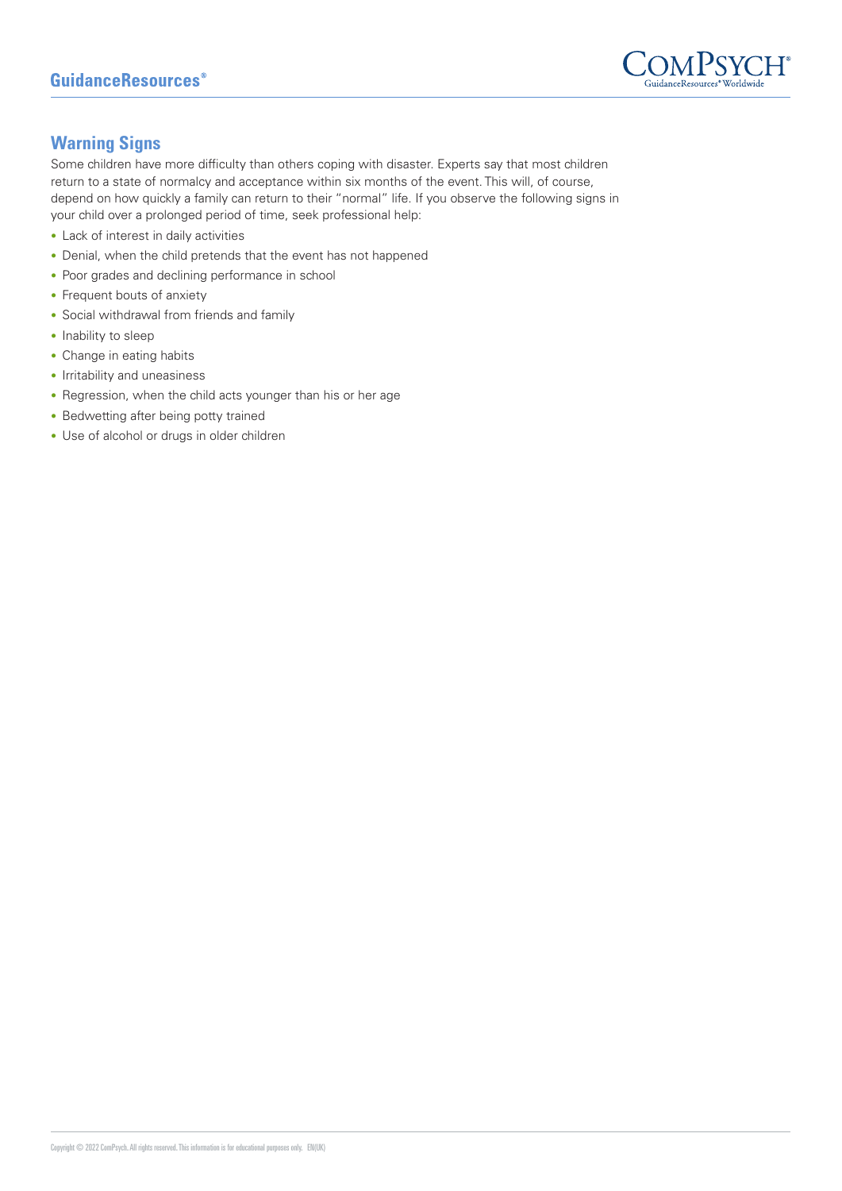## Warning Signs

Some children have more difficulty than others coping with disaster. Experts say that most children return to a state of normalcy and acceptance within six months of the event. This will, of course, depend on how quickly a family can return to their "normal" life. If you observe the following signs in your child over a prolonged period of time, seek professional help:

- Lack of interest in daily activities
- Denial, when the child pretends that the event has not happened
- Poor grades and declining performance in school
- Frequent bouts of anxiety
- Social withdrawal from friends and family
- Inability to sleep
- Change in eating habits
- Irritability and uneasiness
- Regression, when the child acts younger than his or her age
- Bedwetting after being potty trained
- Use of alcohol or drugs in older children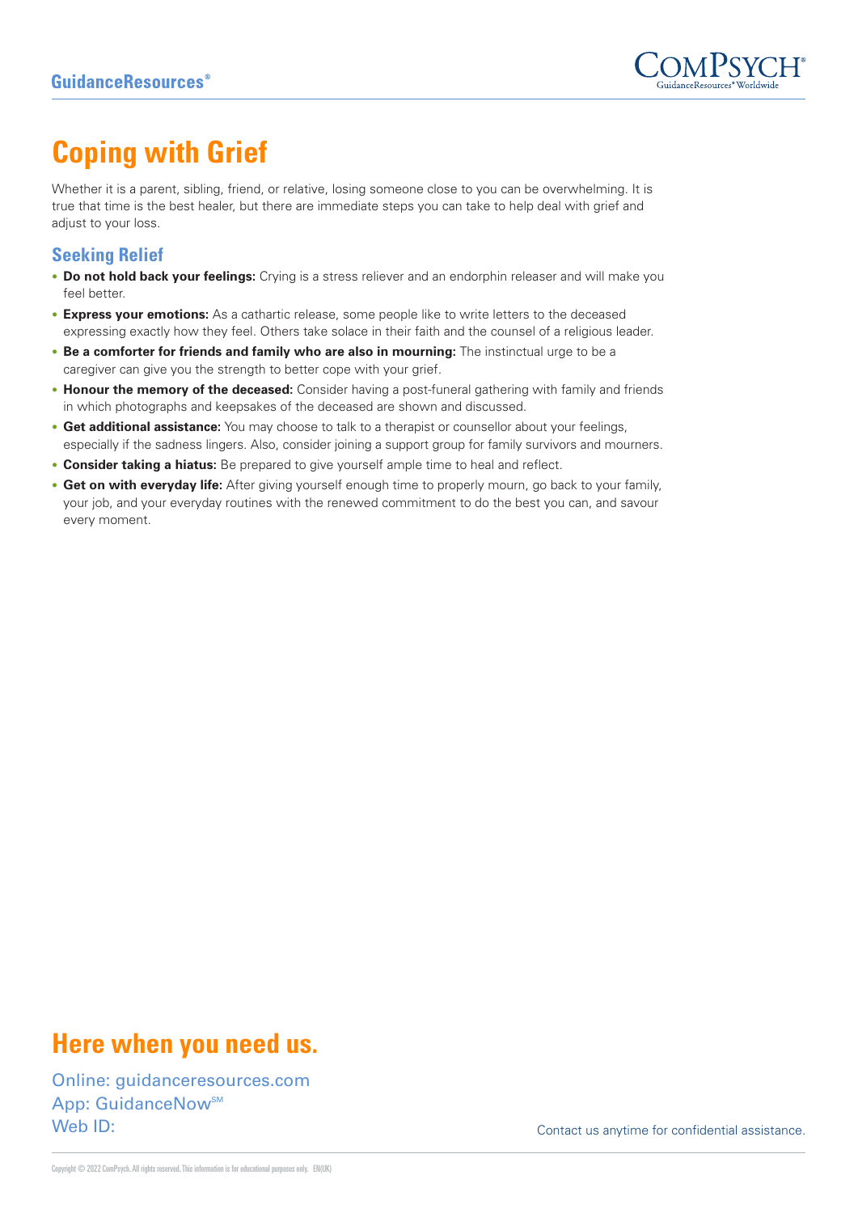# Coping with Grief

Whether it is a parent, sibling, friend, or relative, losing someone close to you can be overwhelming. It is true that time is the best healer, but there are immediate steps you can take to help deal with grief and adjust to your loss.

## Seeking Relief

- **Do not hold back your feelings:** Crying is a stress reliever and an endorphin releaser and will make you feel better.
- **Express your emotions:** As a cathartic release, some people like to write letters to the deceased expressing exactly how they feel. Others take solace in their faith and the counsel of a religious leader.
- **Be a comforter for friends and family who are also in mourning:** The instinctual urge to be a caregiver can give you the strength to better cope with your grief.
- **Honour the memory of the deceased:** Consider having a post-funeral gathering with family and friends in which photographs and keepsakes of the deceased are shown and discussed.
- **Get additional assistance:** You may choose to talk to a therapist or counsellor about your feelings, especially if the sadness lingers. Also, consider joining a support group for family survivors and mourners.
- **Consider taking a hiatus:** Be prepared to give yourself ample time to heal and reflect.
- **Get on with everyday life:** After giving yourself enough time to properly mourn, go back to your family, your job, and your everyday routines with the renewed commitment to do the best you can, and savour every moment.

## Here when you need us.

Online: guidanceresources.com
App: GuidanceNow℠
Web ID:

Contact us anytime for confidential assistance.

Copyright © 2022 ComPsych. All rights reserved. This information is for educational purposes only. EN(UK)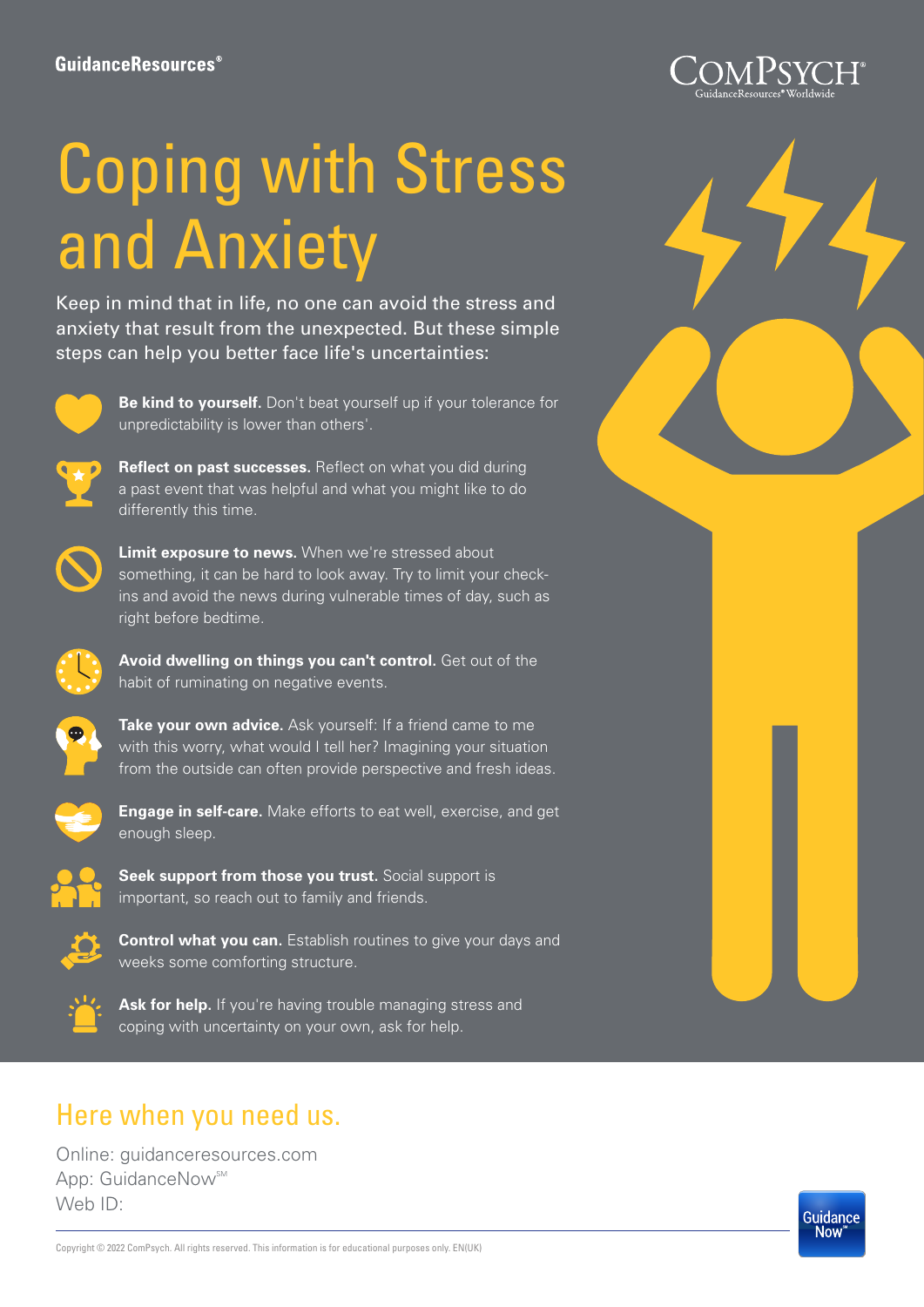GuidanceResources®

ComPsych® GuidanceResources® Worldwide

# Coping with Stress and Anxiety

Keep in mind that in life, no one can avoid the stress and anxiety that result from the unexpected. But these simple steps can help you better face life's uncertainties:

- **Be kind to yourself.** Don't beat yourself up if your tolerance for unpredictability is lower than others'.
- **Reflect on past successes.** Reflect on what you did during a past event that was helpful and what you might like to do differently this time.
- **Limit exposure to news.** When we're stressed about something, it can be hard to look away. Try to limit your check-ins and avoid the news during vulnerable times of day, such as right before bedtime.
- **Avoid dwelling on things you can't control.** Get out of the habit of ruminating on negative events.
- **Take your own advice.** Ask yourself: If a friend came to me with this worry, what would I tell her? Imagining your situation from the outside can often provide perspective and fresh ideas.
- **Engage in self-care.** Make efforts to eat well, exercise, and get enough sleep.
- **Seek support from those you trust.** Social support is important, so reach out to family and friends.
- **Control what you can.** Establish routines to give your days and weeks some comforting structure.
- **Ask for help.** If you're having trouble managing stress and coping with uncertainty on your own, ask for help.

## Here when you need us.

Online: guidanceresources.com
App: GuidanceNow℠
Web ID:

Copyright © 2022 ComPsych. All rights reserved. This information is for educational purposes only. EN(UK)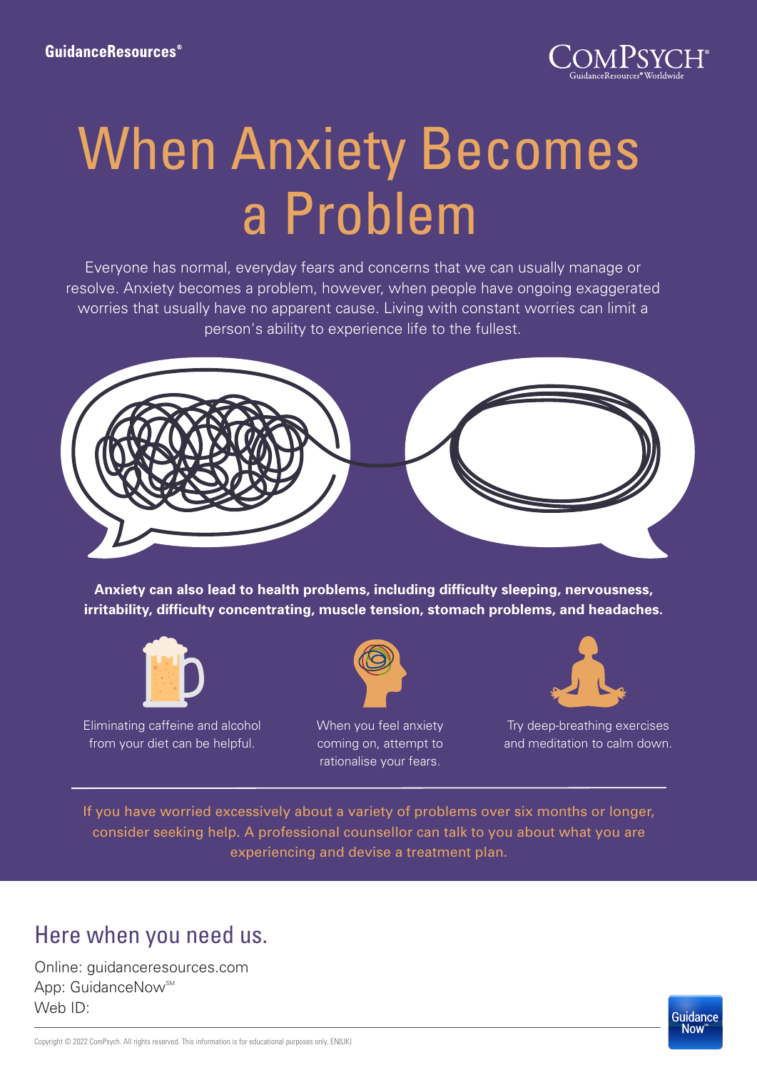GuidanceResources®

COMPSYCH® GuidanceResources® Worldwide

# When Anxiety Becomes a Problem

Everyone has normal, everyday fears and concerns that we can usually manage or resolve. Anxiety becomes a problem, however, when people have ongoing exaggerated worries that usually have no apparent cause. Living with constant worries can limit a person's ability to experience life to the fullest.

**Anxiety can also lead to health problems, including difficulty sleeping, nervousness, irritability, difficulty concentrating, muscle tension, stomach problems, and headaches.**

Eliminating caffeine and alcohol from your diet can be helpful.

When you feel anxiety coming on, attempt to rationalise your fears.

Try deep-breathing exercises and meditation to calm down.

If you have worried excessively about a variety of problems over six months or longer, consider seeking help. A professional counsellor can talk to you about what you are experiencing and devise a treatment plan.

## Here when you need us.

Online: guidanceresources.com
App: GuidanceNow℠
Web ID:

Copyright © 2022 ComPsych. All rights reserved. This information is for educational purposes only. EN(UK)